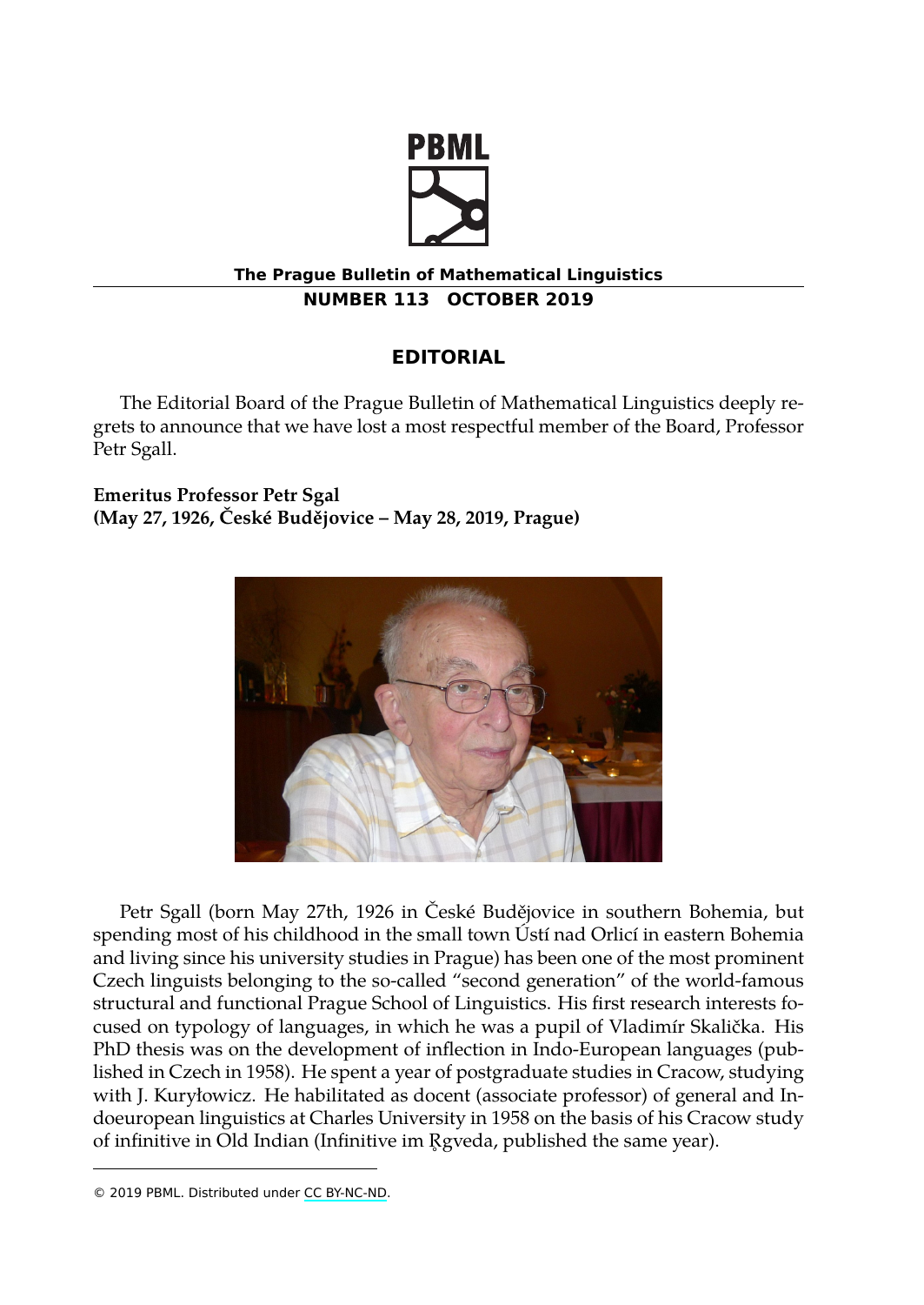PBML

**The Prague Bulletin of Mathematical Linguistics**

**NUMBER 113 OCTOBER 2019**

## EDITORIAL

The Editorial Board of the Prague Bulletin of Mathematical Linguistics deeply regrets to announce that we have lost a most respectful member of the Board, Professor Petr Sgall.

**Emeritus Professor Petr Sgal**
**(May 27, 1926, České Budějovice – May 28, 2019, Prague)**

Petr Sgall (born May 27th, 1926 in České Budějovice in southern Bohemia, but spending most of his childhood in the small town Ústí nad Orlicí in eastern Bohemia and living since his university studies in Prague) has been one of the most prominent Czech linguists belonging to the so-called "second generation" of the world-famous structural and functional Prague School of Linguistics. His first research interests focused on typology of languages, in which he was a pupil of Vladimír Skalička. His PhD thesis was on the development of inflection in Indo-European languages (published in Czech in 1958). He spent a year of postgraduate studies in Cracow, studying with J. Kuryłowicz. He habilitated as docent (associate professor) of general and Indoeuropean linguistics at Charles University in 1958 on the basis of his Cracow study of infinitive in Old Indian (Infinitive im Ṛgveda, published the same year).

© 2019 PBML. Distributed under CC BY-NC-ND.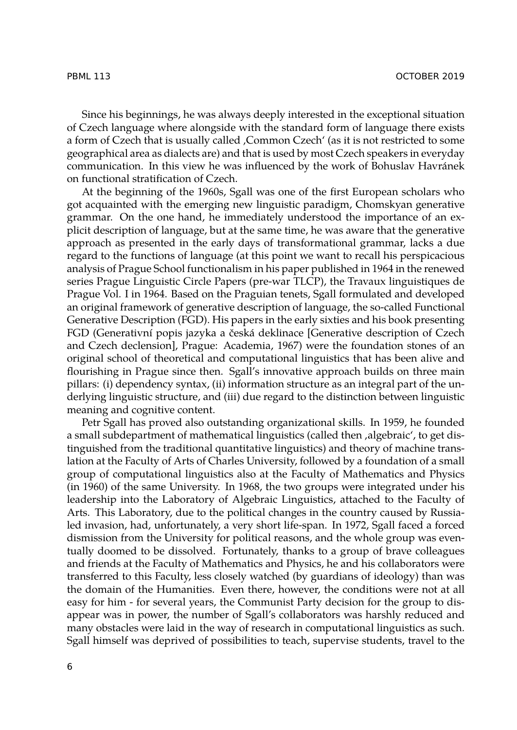Since his beginnings, he was always deeply interested in the exceptional situation of Czech language where alongside with the standard form of language there exists a form of Czech that is usually called ‚Common Czech' (as it is not restricted to some geographical area as dialects are) and that is used by most Czech speakers in everyday communication. In this view he was influenced by the work of Bohuslav Havránek on functional stratification of Czech.

At the beginning of the 1960s, Sgall was one of the first European scholars who got acquainted with the emerging new linguistic paradigm, Chomskyan generative grammar. On the one hand, he immediately understood the importance of an explicit description of language, but at the same time, he was aware that the generative approach as presented in the early days of transformational grammar, lacks a due regard to the functions of language (at this point we want to recall his perspicacious analysis of Prague School functionalism in his paper published in 1964 in the renewed series Prague Linguistic Circle Papers (pre-war TLCP), the Travaux linguistiques de Prague Vol. I in 1964. Based on the Praguian tenets, Sgall formulated and developed an original framework of generative description of language, the so-called Functional Generative Description (FGD). His papers in the early sixties and his book presenting FGD (Generativní popis jazyka a česká deklinace [Generative description of Czech and Czech declension], Prague: Academia, 1967) were the foundation stones of an original school of theoretical and computational linguistics that has been alive and flourishing in Prague since then. Sgall's innovative approach builds on three main pillars: (i) dependency syntax, (ii) information structure as an integral part of the underlying linguistic structure, and (iii) due regard to the distinction between linguistic meaning and cognitive content.

Petr Sgall has proved also outstanding organizational skills. In 1959, he founded a small subdepartment of mathematical linguistics (called then ‚algebraic', to get distinguished from the traditional quantitative linguistics) and theory of machine translation at the Faculty of Arts of Charles University, followed by a foundation of a small group of computational linguistics also at the Faculty of Mathematics and Physics (in 1960) of the same University. In 1968, the two groups were integrated under his leadership into the Laboratory of Algebraic Linguistics, attached to the Faculty of Arts. This Laboratory, due to the political changes in the country caused by Russia-led invasion, had, unfortunately, a very short life-span. In 1972, Sgall faced a forced dismission from the University for political reasons, and the whole group was eventually doomed to be dissolved. Fortunately, thanks to a group of brave colleagues and friends at the Faculty of Mathematics and Physics, he and his collaborators were transferred to this Faculty, less closely watched (by guardians of ideology) than was the domain of the Humanities. Even there, however, the conditions were not at all easy for him - for several years, the Communist Party decision for the group to disappear was in power, the number of Sgall's collaborators was harshly reduced and many obstacles were laid in the way of research in computational linguistics as such. Sgall himself was deprived of possibilities to teach, supervise students, travel to the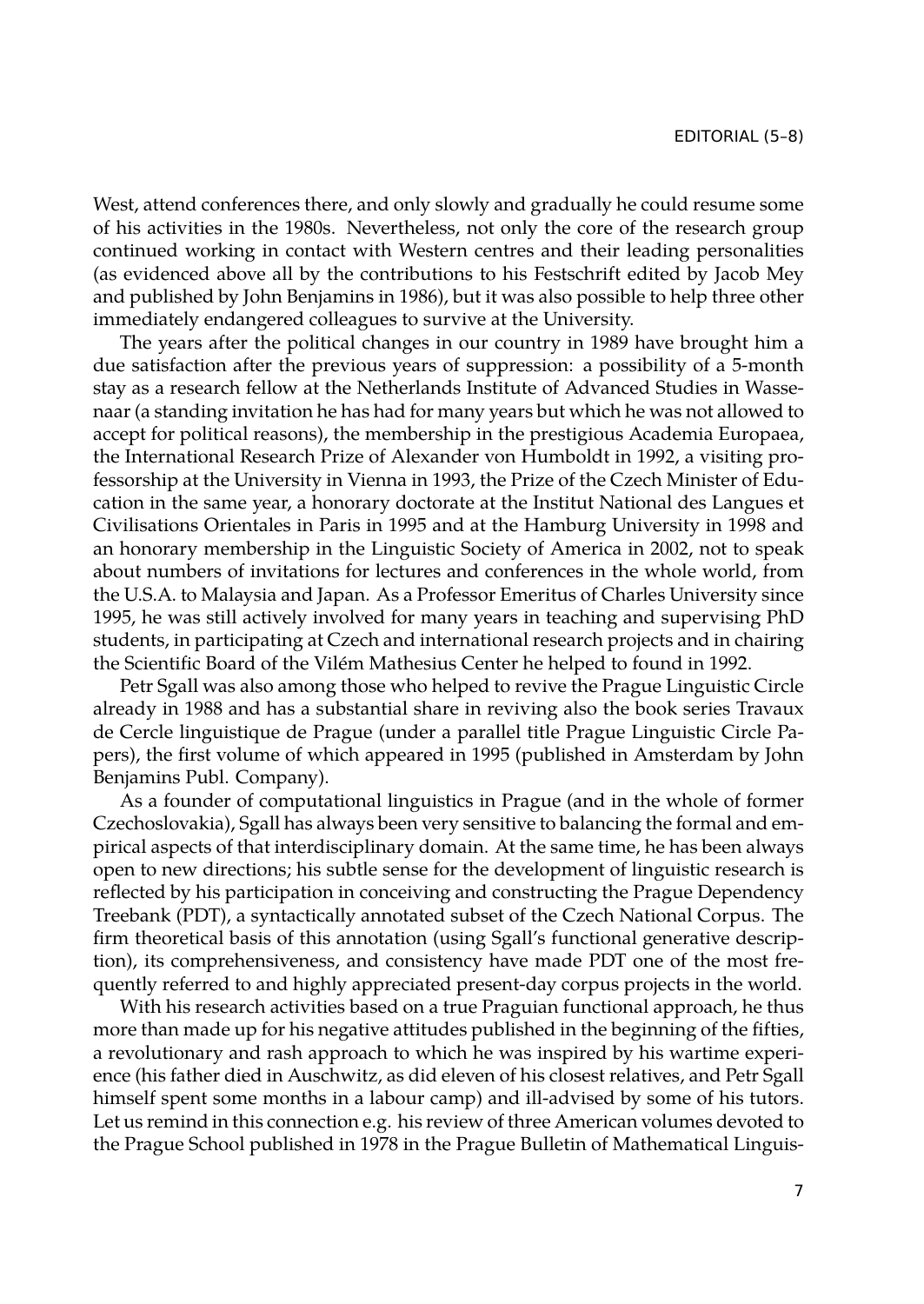West, attend conferences there, and only slowly and gradually he could resume some of his activities in the 1980s. Nevertheless, not only the core of the research group continued working in contact with Western centres and their leading personalities (as evidenced above all by the contributions to his Festschrift edited by Jacob Mey and published by John Benjamins in 1986), but it was also possible to help three other immediately endangered colleagues to survive at the University.

The years after the political changes in our country in 1989 have brought him a due satisfaction after the previous years of suppression: a possibility of a 5-month stay as a research fellow at the Netherlands Institute of Advanced Studies in Wassenaar (a standing invitation he has had for many years but which he was not allowed to accept for political reasons), the membership in the prestigious Academia Europaea, the International Research Prize of Alexander von Humboldt in 1992, a visiting professorship at the University in Vienna in 1993, the Prize of the Czech Minister of Education in the same year, a honorary doctorate at the Institut National des Langues et Civilisations Orientales in Paris in 1995 and at the Hamburg University in 1998 and an honorary membership in the Linguistic Society of America in 2002, not to speak about numbers of invitations for lectures and conferences in the whole world, from the U.S.A. to Malaysia and Japan. As a Professor Emeritus of Charles University since 1995, he was still actively involved for many years in teaching and supervising PhD students, in participating at Czech and international research projects and in chairing the Scientific Board of the Vilém Mathesius Center he helped to found in 1992.

Petr Sgall was also among those who helped to revive the Prague Linguistic Circle already in 1988 and has a substantial share in reviving also the book series Travaux de Cercle linguistique de Prague (under a parallel title Prague Linguistic Circle Papers), the first volume of which appeared in 1995 (published in Amsterdam by John Benjamins Publ. Company).

As a founder of computational linguistics in Prague (and in the whole of former Czechoslovakia), Sgall has always been very sensitive to balancing the formal and empirical aspects of that interdisciplinary domain. At the same time, he has been always open to new directions; his subtle sense for the development of linguistic research is reflected by his participation in conceiving and constructing the Prague Dependency Treebank (PDT), a syntactically annotated subset of the Czech National Corpus. The firm theoretical basis of this annotation (using Sgall's functional generative description), its comprehensiveness, and consistency have made PDT one of the most frequently referred to and highly appreciated present-day corpus projects in the world.

With his research activities based on a true Praguian functional approach, he thus more than made up for his negative attitudes published in the beginning of the fifties, a revolutionary and rash approach to which he was inspired by his wartime experience (his father died in Auschwitz, as did eleven of his closest relatives, and Petr Sgall himself spent some months in a labour camp) and ill-advised by some of his tutors. Let us remind in this connection e.g. his review of three American volumes devoted to the Prague School published in 1978 in the Prague Bulletin of Mathematical Linguis-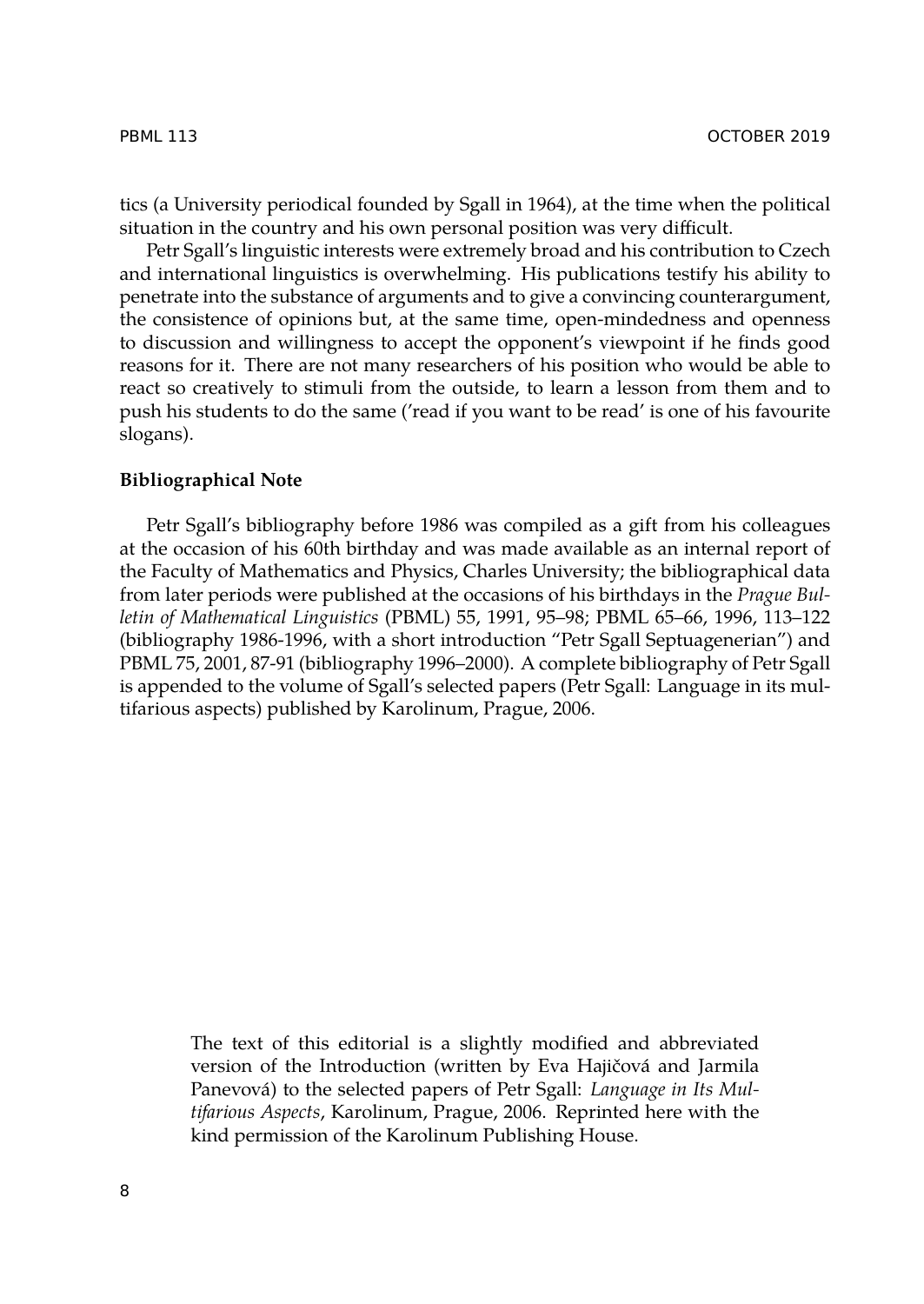tics (a University periodical founded by Sgall in 1964), at the time when the political situation in the country and his own personal position was very difficult.

Petr Sgall's linguistic interests were extremely broad and his contribution to Czech and international linguistics is overwhelming. His publications testify his ability to penetrate into the substance of arguments and to give a convincing counterargument, the consistence of opinions but, at the same time, open-mindedness and openness to discussion and willingness to accept the opponent's viewpoint if he finds good reasons for it. There are not many researchers of his position who would be able to react so creatively to stimuli from the outside, to learn a lesson from them and to push his students to do the same ('read if you want to be read' is one of his favourite slogans).

**Bibliographical Note**

Petr Sgall's bibliography before 1986 was compiled as a gift from his colleagues at the occasion of his 60th birthday and was made available as an internal report of the Faculty of Mathematics and Physics, Charles University; the bibliographical data from later periods were published at the occasions of his birthdays in the *Prague Bulletin of Mathematical Linguistics* (PBML) 55, 1991, 95–98; PBML 65–66, 1996, 113–122 (bibliography 1986-1996, with a short introduction "Petr Sgall Septuagenerian") and PBML 75, 2001, 87-91 (bibliography 1996–2000). A complete bibliography of Petr Sgall is appended to the volume of Sgall's selected papers (Petr Sgall: Language in its multifarious aspects) published by Karolinum, Prague, 2006.

The text of this editorial is a slightly modified and abbreviated version of the Introduction (written by Eva Hajičová and Jarmila Panevová) to the selected papers of Petr Sgall: *Language in Its Multifarious Aspects*, Karolinum, Prague, 2006. Reprinted here with the kind permission of the Karolinum Publishing House.